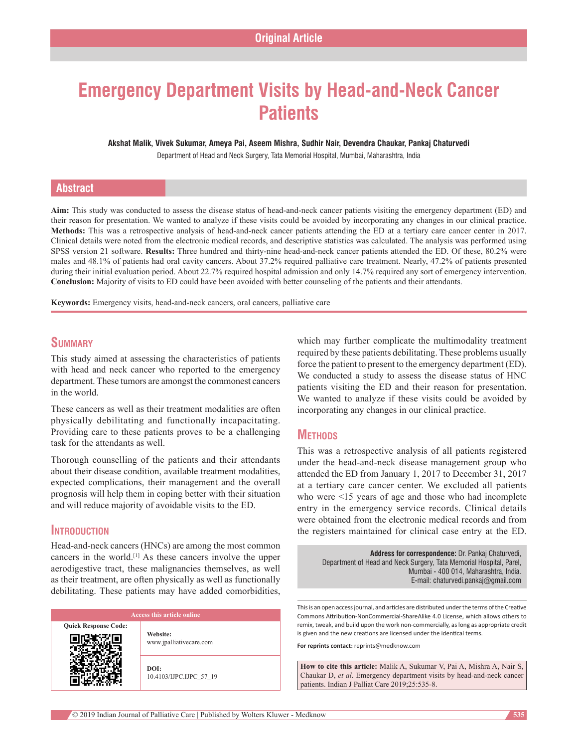Original Article

# Emergency Department Visits by Head-and-Neck Cancer Patients

**Akshat Malik, Vivek Sukumar, Ameya Pai, Aseem Mishra, Sudhir Nair, Devendra Chaukar, Pankaj Chaturvedi**

Department of Head and Neck Surgery, Tata Memorial Hospital, Mumbai, Maharashtra, India

## Abstract

**Aim:** This study was conducted to assess the disease status of head-and-neck cancer patients visiting the emergency department (ED) and their reason for presentation. We wanted to analyze if these visits could be avoided by incorporating any changes in our clinical practice. **Methods:** This was a retrospective analysis of head-and-neck cancer patients attending the ED at a tertiary care cancer center in 2017. Clinical details were noted from the electronic medical records, and descriptive statistics was calculated. The analysis was performed using SPSS version 21 software. **Results:** Three hundred and thirty-nine head-and-neck cancer patients attended the ED. Of these, 80.2% were males and 48.1% of patients had oral cavity cancers. About 37.2% required palliative care treatment. Nearly, 47.2% of patients presented during their initial evaluation period. About 22.7% required hospital admission and only 14.7% required any sort of emergency intervention. **Conclusion:** Majority of visits to ED could have been avoided with better counseling of the patients and their attendants.

**Keywords:** Emergency visits, head-and-neck cancers, oral cancers, palliative care

## Summary

This study aimed at assessing the characteristics of patients with head and neck cancer who reported to the emergency department. These tumors are amongst the commonest cancers in the world.

These cancers as well as their treatment modalities are often physically debilitating and functionally incapacitating. Providing care to these patients proves to be a challenging task for the attendants as well.

Thorough counselling of the patients and their attendants about their disease condition, available treatment modalities, expected complications, their management and the overall prognosis will help them in coping better with their situation and will reduce majority of avoidable visits to the ED.

## Introduction

Head-and-neck cancers (HNCs) are among the most common cancers in the world.[1] As these cancers involve the upper aerodigestive tract, these malignancies themselves, as well as their treatment, are often physically as well as functionally debilitating. These patients may have added comorbidities, which may further complicate the multimodality treatment required by these patients debilitating. These problems usually force the patient to present to the emergency department (ED). We conducted a study to assess the disease status of HNC patients visiting the ED and their reason for presentation. We wanted to analyze if these visits could be avoided by incorporating any changes in our clinical practice.

## Methods

This was a retrospective analysis of all patients registered under the head-and-neck disease management group who attended the ED from January 1, 2017 to December 31, 2017 at a tertiary care cancer center. We excluded all patients who were <15 years of age and those who had incomplete entry in the emergency service records. Clinical details were obtained from the electronic medical records and from the registers maintained for clinical case entry at the ED.

**Address for correspondence:** Dr. Pankaj Chaturvedi, Department of Head and Neck Surgery, Tata Memorial Hospital, Parel, Mumbai - 400 014, Maharashtra, India. E-mail: chaturvedi.pankaj@gmail.com

Access this article online

Website: www.jpalliativecare.com

DOI: 10.4103/IJPC.IJPC_57_19

This is an open access journal, and articles are distributed under the terms of the Creative Commons Attribution-NonCommercial-ShareAlike 4.0 License, which allows others to remix, tweak, and build upon the work non-commercially, as long as appropriate credit is given and the new creations are licensed under the identical terms.

**For reprints contact:** reprints@medknow.com

**How to cite this article:** Malik A, Sukumar V, Pai A, Mishra A, Nair S, Chaukar D, *et al*. Emergency department visits by head-and-neck cancer patients. Indian J Palliat Care 2019;25:535-8.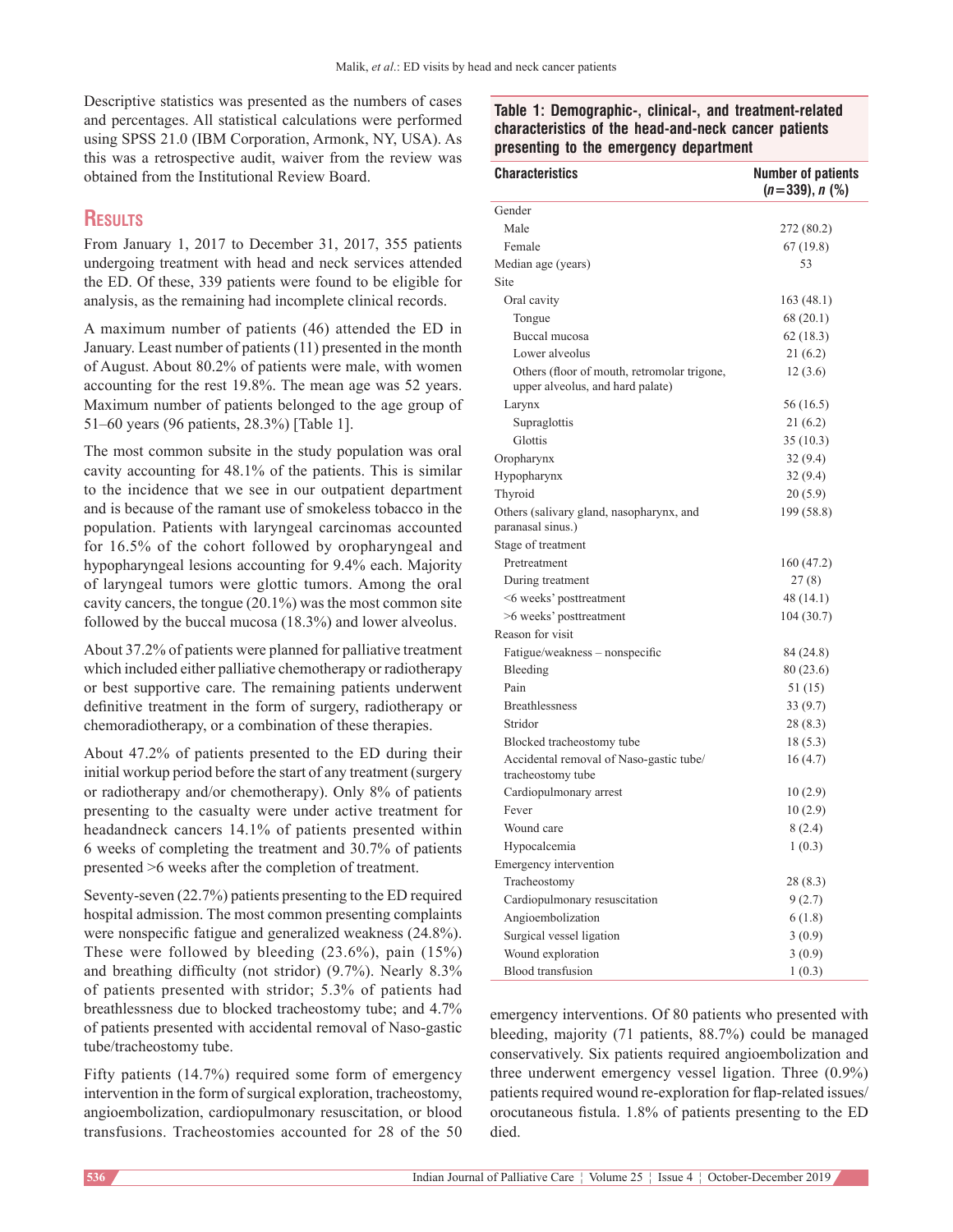Descriptive statistics was presented as the numbers of cases and percentages. All statistical calculations were performed using SPSS 21.0 (IBM Corporation, Armonk, NY, USA). As this was a retrospective audit, waiver from the review was obtained from the Institutional Review Board.

## Results

From January 1, 2017 to December 31, 2017, 355 patients undergoing treatment with head and neck services attended the ED. Of these, 339 patients were found to be eligible for analysis, as the remaining had incomplete clinical records.

A maximum number of patients (46) attended the ED in January. Least number of patients (11) presented in the month of August. About 80.2% of patients were male, with women accounting for the rest 19.8%. The mean age was 52 years. Maximum number of patients belonged to the age group of 51–60 years (96 patients, 28.3%) [Table 1].

The most common subsite in the study population was oral cavity accounting for 48.1% of the patients. This is similar to the incidence that we see in our outpatient department and is because of the ramant use of smokeless tobacco in the population. Patients with laryngeal carcinomas accounted for 16.5% of the cohort followed by oropharyngeal and hypopharyngeal lesions accounting for 9.4% each. Majority of laryngeal tumors were glottic tumors. Among the oral cavity cancers, the tongue (20.1%) was the most common site followed by the buccal mucosa (18.3%) and lower alveolus.

About 37.2% of patients were planned for palliative treatment which included either palliative chemotherapy or radiotherapy or best supportive care. The remaining patients underwent definitive treatment in the form of surgery, radiotherapy or chemoradiotherapy, or a combination of these therapies.

About 47.2% of patients presented to the ED during their initial workup period before the start of any treatment (surgery or radiotherapy and/or chemotherapy). Only 8% of patients presenting to the casualty were under active treatment for headandneck cancers 14.1% of patients presented within 6 weeks of completing the treatment and 30.7% of patients presented >6 weeks after the completion of treatment.

Seventy-seven (22.7%) patients presenting to the ED required hospital admission. The most common presenting complaints were nonspecific fatigue and generalized weakness (24.8%). These were followed by bleeding (23.6%), pain (15%) and breathing difficulty (not stridor) (9.7%). Nearly 8.3% of patients presented with stridor; 5.3% of patients had breathlessness due to blocked tracheostomy tube; and 4.7% of patients presented with accidental removal of Naso-gastic tube/tracheostomy tube.

Fifty patients (14.7%) required some form of emergency intervention in the form of surgical exploration, tracheostomy, angioembolization, cardiopulmonary resuscitation, or blood transfusions. Tracheostomies accounted for 28 of the 50 emergency interventions. Of 80 patients who presented with bleeding, majority (71 patients, 88.7%) could be managed conservatively. Six patients required angioembolization and three underwent emergency vessel ligation. Three (0.9%) patients required wound re-exploration for flap-related issues/orocutaneous fistula. 1.8% of patients presenting to the ED died.

**Table 1: Demographic-, clinical-, and treatment-related characteristics of the head-and-neck cancer patients presenting to the emergency department**

| Characteristics | Number of patients ($n$=339), $n$ (%) |
|---|---|
| Gender | |
| Male | 272 (80.2) |
| Female | 67 (19.8) |
| Median age (years) | 53 |
| Site | |
| Oral cavity | 163 (48.1) |
| Tongue | 68 (20.1) |
| Buccal mucosa | 62 (18.3) |
| Lower alveolus | 21 (6.2) |
| Others (floor of mouth, retromolar trigone, upper alveolus, and hard palate) | 12 (3.6) |
| Larynx | 56 (16.5) |
| Supraglottis | 21 (6.2) |
| Glottis | 35 (10.3) |
| Oropharynx | 32 (9.4) |
| Hypopharynx | 32 (9.4) |
| Thyroid | 20 (5.9) |
| Others (salivary gland, nasopharynx, and paranasal sinus.) | 199 (58.8) |
| Stage of treatment | |
| Pretreatment | 160 (47.2) |
| During treatment | 27 (8) |
| <6 weeks' posttreatment | 48 (14.1) |
| >6 weeks' posttreatment | 104 (30.7) |
| Reason for visit | |
| Fatigue/weakness – nonspecific | 84 (24.8) |
| Bleeding | 80 (23.6) |
| Pain | 51 (15) |
| Breathlessness | 33 (9.7) |
| Stridor | 28 (8.3) |
| Blocked tracheostomy tube | 18 (5.3) |
| Accidental removal of Naso-gastic tube/ tracheostomy tube | 16 (4.7) |
| Cardiopulmonary arrest | 10 (2.9) |
| Fever | 10 (2.9) |
| Wound care | 8 (2.4) |
| Hypocalcemia | 1 (0.3) |
| Emergency intervention | |
| Tracheostomy | 28 (8.3) |
| Cardiopulmonary resuscitation | 9 (2.7) |
| Angioembolization | 6 (1.8) |
| Surgical vessel ligation | 3 (0.9) |
| Wound exploration | 3 (0.9) |
| Blood transfusion | 1 (0.3) |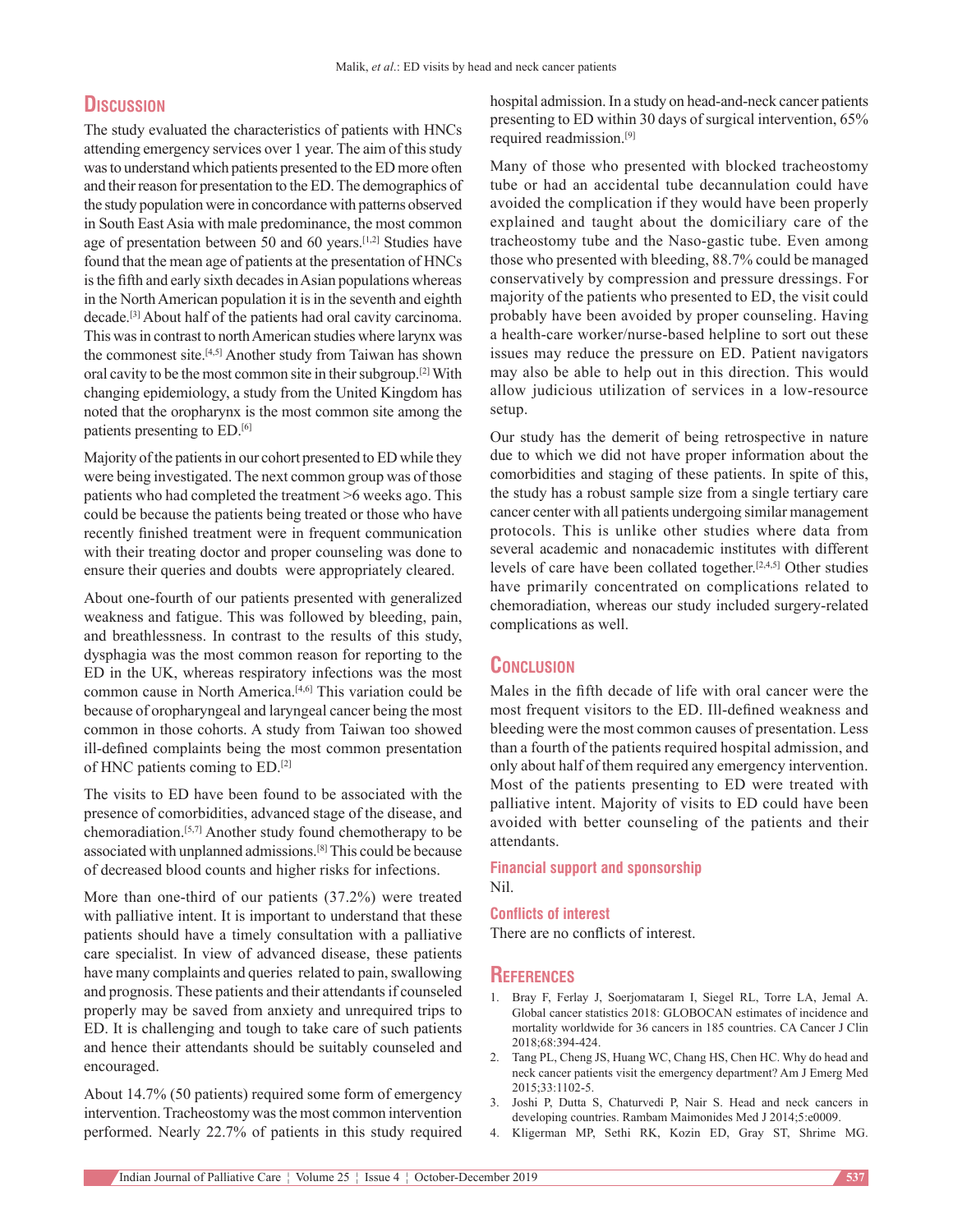## Discussion

The study evaluated the characteristics of patients with HNCs attending emergency services over 1 year. The aim of this study was to understand which patients presented to the ED more often and their reason for presentation to the ED. The demographics of the study population were in concordance with patterns observed in South East Asia with male predominance, the most common age of presentation between 50 and 60 years.[1,2] Studies have found that the mean age of patients at the presentation of HNCs is the fifth and early sixth decades in Asian populations whereas in the North American population it is in the seventh and eighth decade.[3] About half of the patients had oral cavity carcinoma. This was in contrast to north American studies where larynx was the commonest site.[4,5] Another study from Taiwan has shown oral cavity to be the most common site in their subgroup.[2] With changing epidemiology, a study from the United Kingdom has noted that the oropharynx is the most common site among the patients presenting to ED.[6]

Majority of the patients in our cohort presented to ED while they were being investigated. The next common group was of those patients who had completed the treatment >6 weeks ago. This could be because the patients being treated or those who have recently finished treatment were in frequent communication with their treating doctor and proper counseling was done to ensure their queries and doubts were appropriately cleared.

About one-fourth of our patients presented with generalized weakness and fatigue. This was followed by bleeding, pain, and breathlessness. In contrast to the results of this study, dysphagia was the most common reason for reporting to the ED in the UK, whereas respiratory infections was the most common cause in North America.[4,6] This variation could be because of oropharyngeal and laryngeal cancer being the most common in those cohorts. A study from Taiwan too showed ill-defined complaints being the most common presentation of HNC patients coming to ED.[2]

The visits to ED have been found to be associated with the presence of comorbidities, advanced stage of the disease, and chemoradiation.[5,7] Another study found chemotherapy to be associated with unplanned admissions.[8] This could be because of decreased blood counts and higher risks for infections.

More than one-third of our patients (37.2%) were treated with palliative intent. It is important to understand that these patients should have a timely consultation with a palliative care specialist. In view of advanced disease, these patients have many complaints and queries related to pain, swallowing and prognosis. These patients and their attendants if counseled properly may be saved from anxiety and unrequired trips to ED. It is challenging and tough to take care of such patients and hence their attendants should be suitably counseled and encouraged.

About 14.7% (50 patients) required some form of emergency intervention. Tracheostomy was the most common intervention performed. Nearly 22.7% of patients in this study required hospital admission. In a study on head-and-neck cancer patients presenting to ED within 30 days of surgical intervention, 65% required readmission.[9]

Many of those who presented with blocked tracheostomy tube or had an accidental tube decannulation could have avoided the complication if they would have been properly explained and taught about the domiciliary care of the tracheostomy tube and the Naso-gastic tube. Even among those who presented with bleeding, 88.7% could be managed conservatively by compression and pressure dressings. For majority of the patients who presented to ED, the visit could probably have been avoided by proper counseling. Having a health-care worker/nurse-based helpline to sort out these issues may reduce the pressure on ED. Patient navigators may also be able to help out in this direction. This would allow judicious utilization of services in a low-resource setup.

Our study has the demerit of being retrospective in nature due to which we did not have proper information about the comorbidities and staging of these patients. In spite of this, the study has a robust sample size from a single tertiary care cancer center with all patients undergoing similar management protocols. This is unlike other studies where data from several academic and nonacademic institutes with different levels of care have been collated together.[2,4,5] Other studies have primarily concentrated on complications related to chemoradiation, whereas our study included surgery-related complications as well.

## Conclusion

Males in the fifth decade of life with oral cancer were the most frequent visitors to the ED. Ill-defined weakness and bleeding were the most common causes of presentation. Less than a fourth of the patients required hospital admission, and only about half of them required any emergency intervention. Most of the patients presenting to ED were treated with palliative intent. Majority of visits to ED could have been avoided with better counseling of the patients and their attendants.

### Financial support and sponsorship

Nil.

### Conflicts of interest

There are no conflicts of interest.

## References

1. Bray F, Ferlay J, Soerjomataram I, Siegel RL, Torre LA, Jemal A. Global cancer statistics 2018: GLOBOCAN estimates of incidence and mortality worldwide for 36 cancers in 185 countries. CA Cancer J Clin 2018;68:394-424.
2. Tang PL, Cheng JS, Huang WC, Chang HS, Chen HC. Why do head and neck cancer patients visit the emergency department? Am J Emerg Med 2015;33:1102-5.
3. Joshi P, Dutta S, Chaturvedi P, Nair S. Head and neck cancers in developing countries. Rambam Maimonides Med J 2014;5:e0009.
4. Kligerman MP, Sethi RK, Kozin ED, Gray ST, Shrime MG.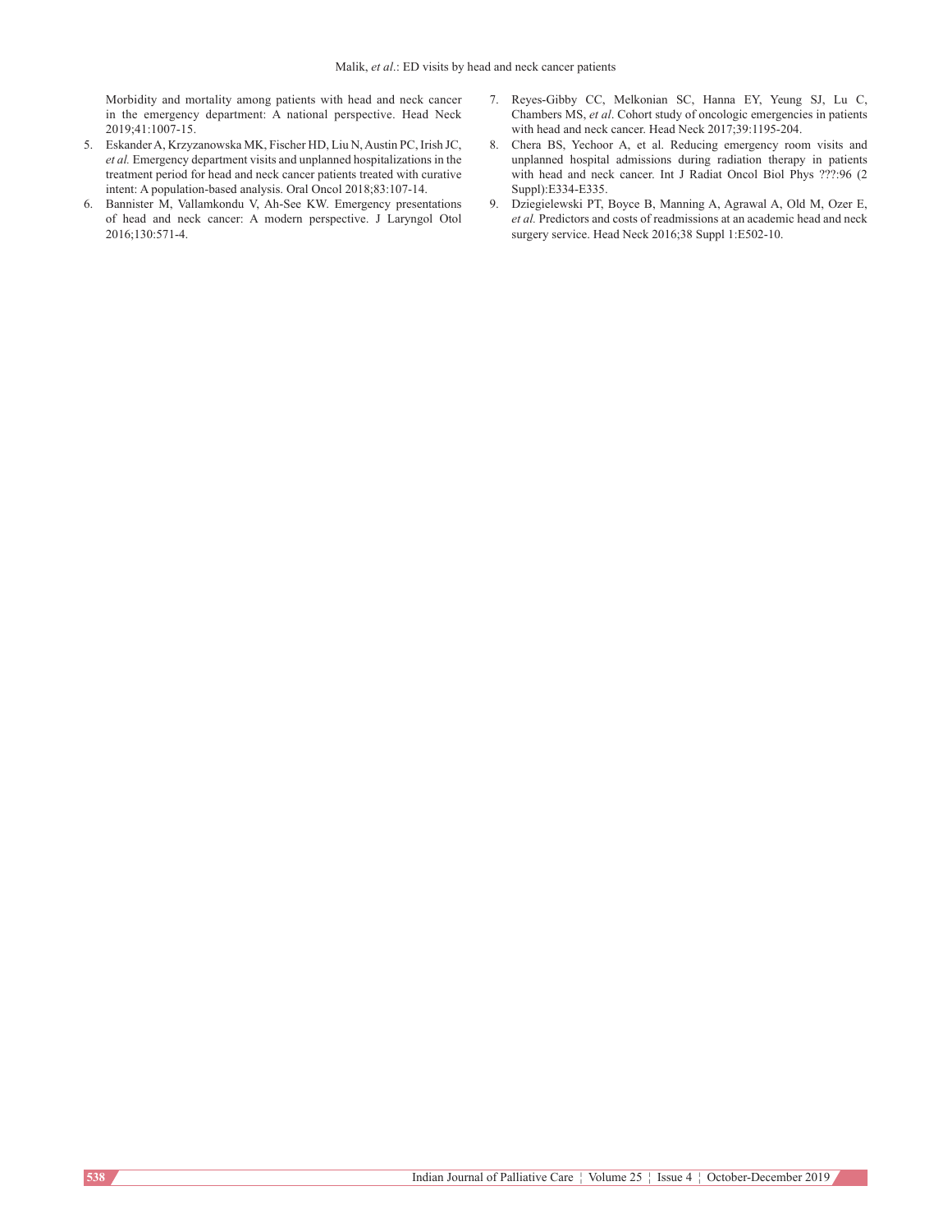Morbidity and mortality among patients with head and neck cancer in the emergency department: A national perspective. Head Neck 2019;41:1007-15.

5. Eskander A, Krzyzanowska MK, Fischer HD, Liu N, Austin PC, Irish JC, *et al.* Emergency department visits and unplanned hospitalizations in the treatment period for head and neck cancer patients treated with curative intent: A population-based analysis. Oral Oncol 2018;83:107-14.
6. Bannister M, Vallamkondu V, Ah-See KW. Emergency presentations of head and neck cancer: A modern perspective. J Laryngol Otol 2016;130:571-4.
7. Reyes-Gibby CC, Melkonian SC, Hanna EY, Yeung SJ, Lu C, Chambers MS, *et al*. Cohort study of oncologic emergencies in patients with head and neck cancer. Head Neck 2017;39:1195-204.
8. Chera BS, Yechoor A, et al. Reducing emergency room visits and unplanned hospital admissions during radiation therapy in patients with head and neck cancer. Int J Radiat Oncol Biol Phys ???:96 (2 Suppl):E334-E335.
9. Dziegielewski PT, Boyce B, Manning A, Agrawal A, Old M, Ozer E, *et al.* Predictors and costs of readmissions at an academic head and neck surgery service. Head Neck 2016;38 Suppl 1:E502-10.